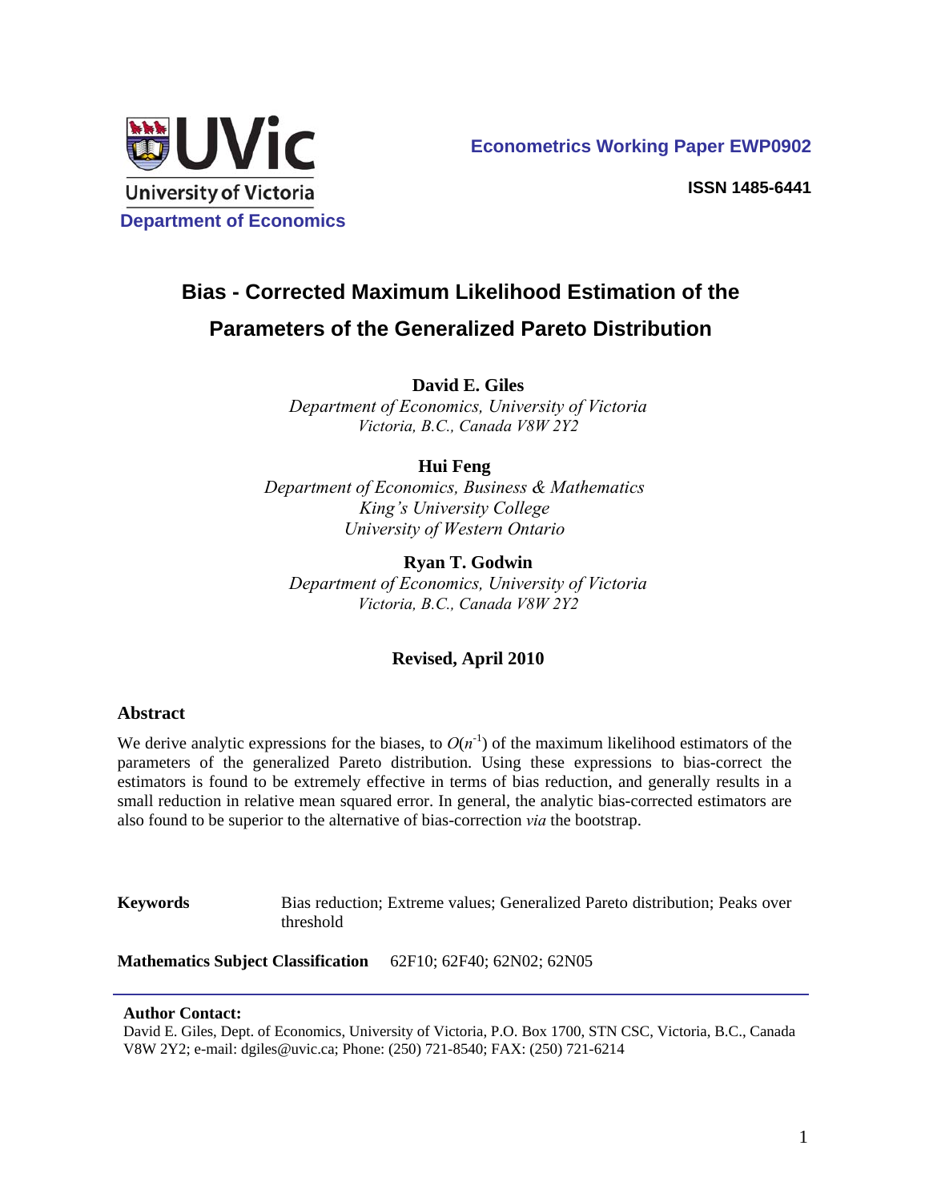University of Victoria
Department of Economics

**Econometrics Working Paper EWP0902**

**ISSN 1485-6441**

# Bias - Corrected Maximum Likelihood Estimation of the Parameters of the Generalized Pareto Distribution

**David E. Giles**
*Department of Economics, University of Victoria*
*Victoria, B.C., Canada V8W 2Y2*

**Hui Feng**
*Department of Economics, Business & Mathematics*
*King's University College*
*University of Western Ontario*

**Ryan T. Godwin**
*Department of Economics, University of Victoria*
*Victoria, B.C., Canada V8W 2Y2*

**Revised, April 2010**

## Abstract

We derive analytic expressions for the biases, to $O(n^{-1})$ of the maximum likelihood estimators of the parameters of the generalized Pareto distribution. Using these expressions to bias-correct the estimators is found to be extremely effective in terms of bias reduction, and generally results in a small reduction in relative mean squared error. In general, the analytic bias-corrected estimators are also found to be superior to the alternative of bias-correction *via* the bootstrap.

**Keywords** Bias reduction; Extreme values; Generalized Pareto distribution; Peaks over threshold

**Mathematics Subject Classification** 62F10; 62F40; 62N02; 62N05

---

**Author Contact:**
David E. Giles, Dept. of Economics, University of Victoria, P.O. Box 1700, STN CSC, Victoria, B.C., Canada V8W 2Y2; e-mail: dgiles@uvic.ca; Phone: (250) 721-8540; FAX: (250) 721-6214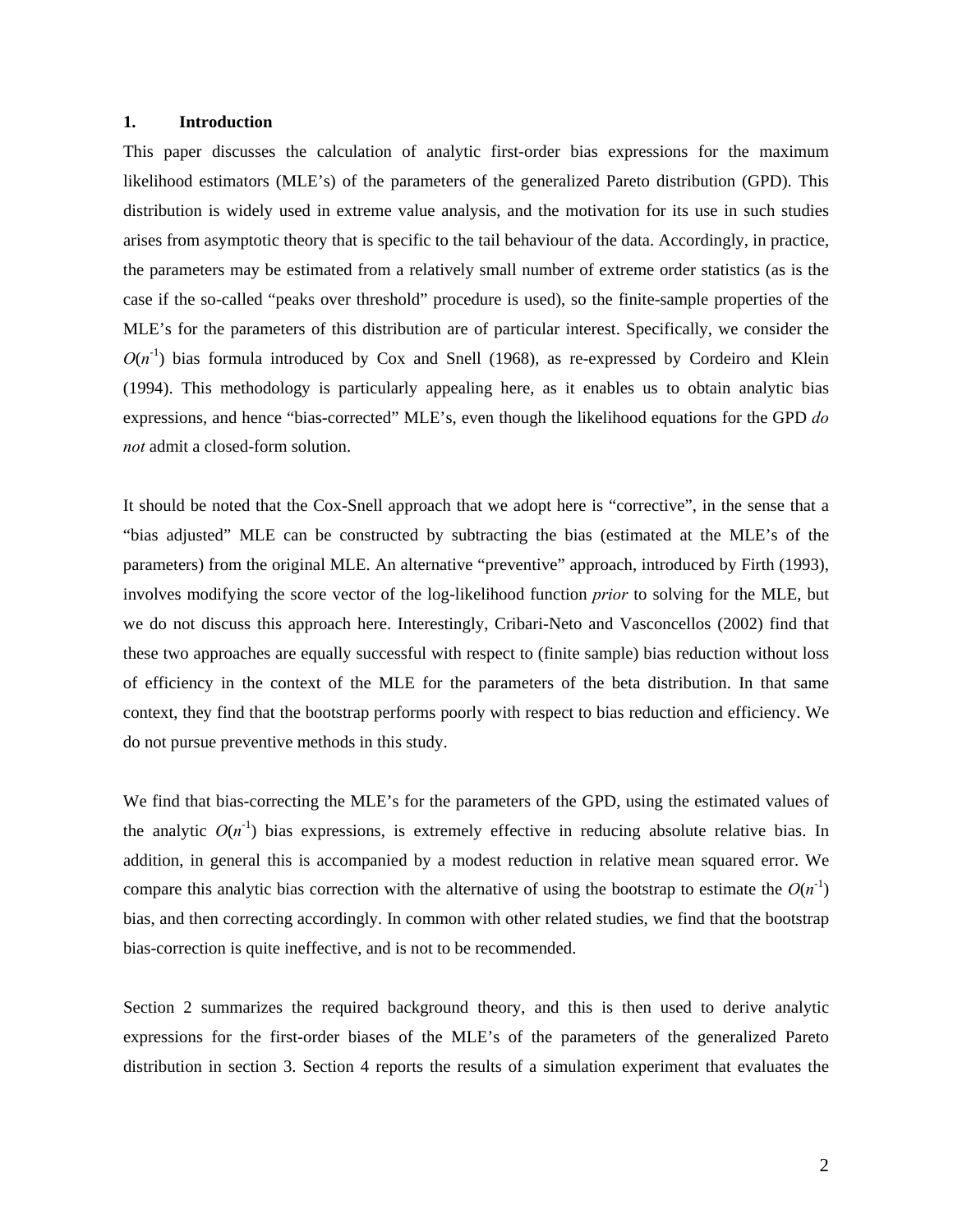## 1. Introduction

This paper discusses the calculation of analytic first-order bias expressions for the maximum likelihood estimators (MLE's) of the parameters of the generalized Pareto distribution (GPD). This distribution is widely used in extreme value analysis, and the motivation for its use in such studies arises from asymptotic theory that is specific to the tail behaviour of the data. Accordingly, in practice, the parameters may be estimated from a relatively small number of extreme order statistics (as is the case if the so-called "peaks over threshold" procedure is used), so the finite-sample properties of the MLE's for the parameters of this distribution are of particular interest. Specifically, we consider the $O(n^{-1})$ bias formula introduced by Cox and Snell (1968), as re-expressed by Cordeiro and Klein (1994). This methodology is particularly appealing here, as it enables us to obtain analytic bias expressions, and hence "bias-corrected" MLE's, even though the likelihood equations for the GPD *do not* admit a closed-form solution.

It should be noted that the Cox-Snell approach that we adopt here is "corrective", in the sense that a "bias adjusted" MLE can be constructed by subtracting the bias (estimated at the MLE's of the parameters) from the original MLE. An alternative "preventive" approach, introduced by Firth (1993), involves modifying the score vector of the log-likelihood function *prior* to solving for the MLE, but we do not discuss this approach here. Interestingly, Cribari-Neto and Vasconcellos (2002) find that these two approaches are equally successful with respect to (finite sample) bias reduction without loss of efficiency in the context of the MLE for the parameters of the beta distribution. In that same context, they find that the bootstrap performs poorly with respect to bias reduction and efficiency. We do not pursue preventive methods in this study.

We find that bias-correcting the MLE's for the parameters of the GPD, using the estimated values of the analytic $O(n^{-1})$ bias expressions, is extremely effective in reducing absolute relative bias. In addition, in general this is accompanied by a modest reduction in relative mean squared error. We compare this analytic bias correction with the alternative of using the bootstrap to estimate the $O(n^{-1})$ bias, and then correcting accordingly. In common with other related studies, we find that the bootstrap bias-correction is quite ineffective, and is not to be recommended.

Section 2 summarizes the required background theory, and this is then used to derive analytic expressions for the first-order biases of the MLE's of the parameters of the generalized Pareto distribution in section 3. Section 4 reports the results of a simulation experiment that evaluates the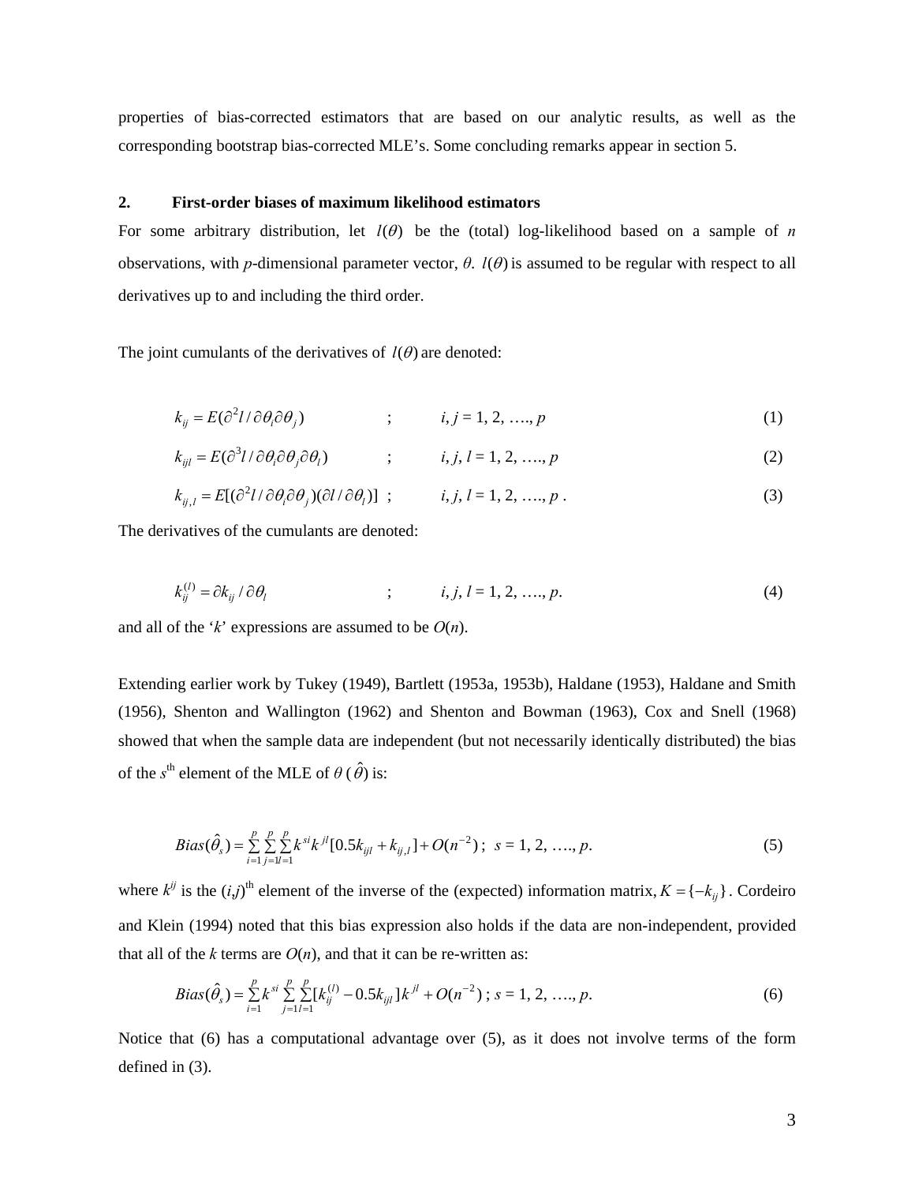properties of bias-corrected estimators that are based on our analytic results, as well as the corresponding bootstrap bias-corrected MLE's. Some concluding remarks appear in section 5.

## 2. First-order biases of maximum likelihood estimators

For some arbitrary distribution, let $l(\theta)$ be the (total) log-likelihood based on a sample of *n* observations, with *p*-dimensional parameter vector, $\theta$. $l(\theta)$ is assumed to be regular with respect to all derivatives up to and including the third order.

The joint cumulants of the derivatives of $l(\theta)$ are denoted:

$$k_{ij} = E(\partial^2 l / \partial\theta_i \partial\theta_j) \quad ; \quad i, j = 1, 2, \ldots, p \tag{1}$$

$$k_{ijl} = E(\partial^3 l / \partial\theta_i \partial\theta_j \partial\theta_l) \quad ; \quad i, j, l = 1, 2, \ldots, p \tag{2}$$

$$k_{ij,l} = E[(\partial^2 l / \partial\theta_i \partial\theta_j)(\partial l / \partial\theta_l)] \quad ; \quad i, j, l = 1, 2, \ldots, p\,. \tag{3}$$

The derivatives of the cumulants are denoted:

$$k_{ij}^{(l)} = \partial k_{ij} / \partial\theta_l \quad ; \quad i, j, l = 1, 2, \ldots, p. \tag{4}$$

and all of the '*k*' expressions are assumed to be $O(n)$.

Extending earlier work by Tukey (1949), Bartlett (1953a, 1953b), Haldane (1953), Haldane and Smith (1956), Shenton and Wallington (1962) and Shenton and Bowman (1963), Cox and Snell (1968) showed that when the sample data are independent (but not necessarily identically distributed) the bias of the $s^{\text{th}}$ element of the MLE of $\theta$ ($\hat{\theta}$) is:

$$Bias(\hat{\theta}_s) = \sum_{i=1}^{p}\sum_{j=1}^{p}\sum_{l=1}^{p} k^{si}k^{jl}[0.5k_{ijl} + k_{ij,l}] + O(n^{-2})\,; \quad s = 1, 2, \ldots, p. \tag{5}$$

where $k^{ij}$ is the $(i,j)^{\text{th}}$ element of the inverse of the (expected) information matrix, $K = \{-k_{ij}\}$. Cordeiro and Klein (1994) noted that this bias expression also holds if the data are non-independent, provided that all of the *k* terms are $O(n)$, and that it can be re-written as:

$$Bias(\hat{\theta}_s) = \sum_{i=1}^{p} k^{si} \sum_{j=1}^{p}\sum_{l=1}^{p}[k_{ij}^{(l)} - 0.5k_{ijl}]k^{jl} + O(n^{-2})\,; \; s = 1, 2, \ldots, p. \tag{6}$$

Notice that (6) has a computational advantage over (5), as it does not involve terms of the form defined in (3).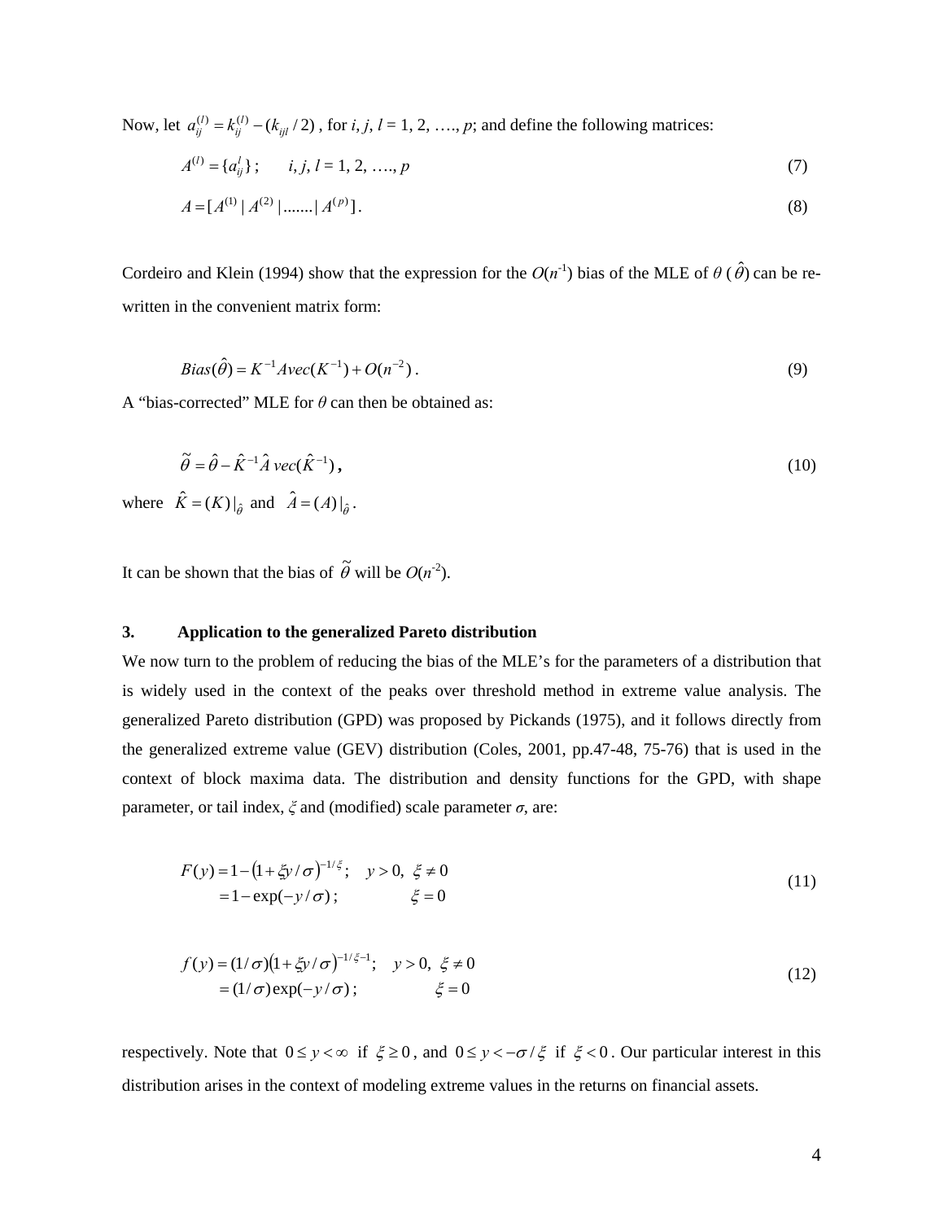Now, let $a_{ij}^{(l)} = k_{ij}^{(l)} - (k_{ijl} / 2)$, for $i, j, l = 1, 2, \ldots, p$; and define the following matrices:

$$A^{(l)} = \{a_{ij}^{l}\}; \qquad i, j, l = 1, 2, \ldots, p \tag{7}$$

$$A = [A^{(1)} \mid A^{(2)} \mid \ldots\ldots \mid A^{(p)}]. \tag{8}$$

Cordeiro and Klein (1994) show that the expression for the $O(n^{-1})$ bias of the MLE of $\theta$ ($\hat{\theta}$) can be re-written in the convenient matrix form:

$$Bias(\hat{\theta}) = K^{-1} A vec(K^{-1}) + O(n^{-2}). \tag{9}$$

A "bias-corrected" MLE for $\theta$ can then be obtained as:

$$\tilde{\theta} = \hat{\theta} - \hat{K}^{-1} \hat{A}\, vec(\hat{K}^{-1}), \tag{10}$$

where $\hat{K} = (K)|_{\hat{\theta}}$ and $\hat{A} = (A)|_{\hat{\theta}}$.

It can be shown that the bias of $\tilde{\theta}$ will be $O(n^{-2})$.

## 3. Application to the generalized Pareto distribution

We now turn to the problem of reducing the bias of the MLE's for the parameters of a distribution that is widely used in the context of the peaks over threshold method in extreme value analysis. The generalized Pareto distribution (GPD) was proposed by Pickands (1975), and it follows directly from the generalized extreme value (GEV) distribution (Coles, 2001, pp.47-48, 75-76) that is used in the context of block maxima data. The distribution and density functions for the GPD, with shape parameter, or tail index, $\xi$ and (modified) scale parameter $\sigma$, are:

$$\begin{aligned} F(y) &= 1 - (1 + \xi y / \sigma)^{-1/\xi}; \quad y > 0,\ \xi \neq 0 \\ &= 1 - \exp(-y/\sigma); \qquad\qquad \xi = 0 \end{aligned} \tag{11}$$

$$\begin{aligned} f(y) &= (1/\sigma)(1 + \xi y / \sigma)^{-1/\xi - 1}; \quad y > 0,\ \xi \neq 0 \\ &= (1/\sigma)\exp(-y/\sigma); \qquad\qquad \xi = 0 \end{aligned} \tag{12}$$

respectively. Note that $0 \le y < \infty$ if $\xi \ge 0$, and $0 \le y < -\sigma / \xi$ if $\xi < 0$. Our particular interest in this distribution arises in the context of modeling extreme values in the returns on financial assets.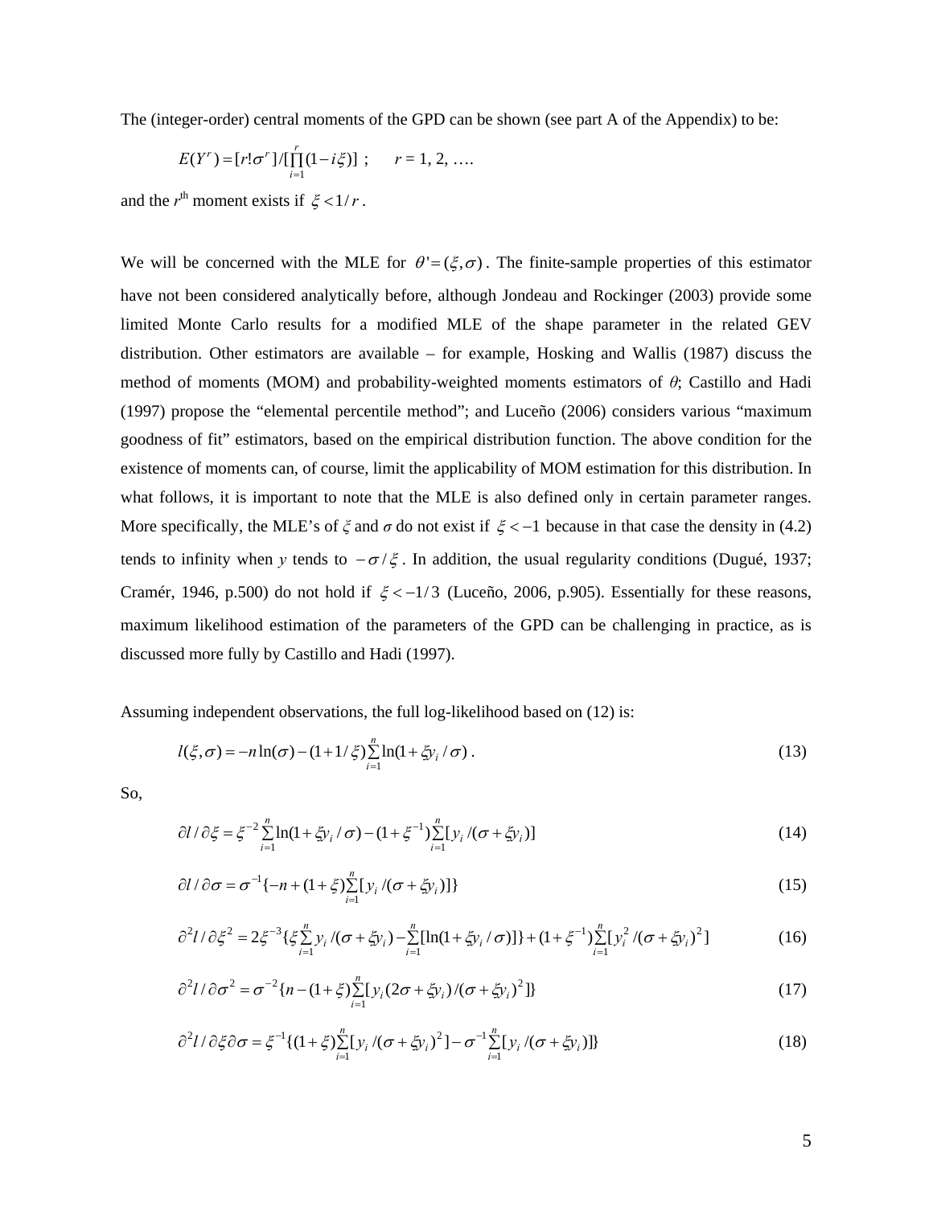The (integer-order) central moments of the GPD can be shown (see part A of the Appendix) to be:

$$E(Y^r) = [r!\sigma^r]/[\prod_{i=1}^{r}(1-i\xi)] \; ; \qquad r = 1, 2, \ldots.$$

and the $r^{\text{th}}$ moment exists if $\xi < 1/r$ .

We will be concerned with the MLE for $\theta' = (\xi, \sigma)$ . The finite-sample properties of this estimator have not been considered analytically before, although Jondeau and Rockinger (2003) provide some limited Monte Carlo results for a modified MLE of the shape parameter in the related GEV distribution. Other estimators are available – for example, Hosking and Wallis (1987) discuss the method of moments (MOM) and probability-weighted moments estimators of $\theta$; Castillo and Hadi (1997) propose the "elemental percentile method"; and Luceño (2006) considers various "maximum goodness of fit" estimators, based on the empirical distribution function. The above condition for the existence of moments can, of course, limit the applicability of MOM estimation for this distribution. In what follows, it is important to note that the MLE is also defined only in certain parameter ranges. More specifically, the MLE's of $\xi$ and $\sigma$ do not exist if $\xi < -1$ because in that case the density in (4.2) tends to infinity when $y$ tends to $-\sigma/\xi$ . In addition, the usual regularity conditions (Dugué, 1937; Cramér, 1946, p.500) do not hold if $\xi < -1/3$ (Luceño, 2006, p.905). Essentially for these reasons, maximum likelihood estimation of the parameters of the GPD can be challenging in practice, as is discussed more fully by Castillo and Hadi (1997).

Assuming independent observations, the full log-likelihood based on (12) is:

$$l(\xi, \sigma) = -n\ln(\sigma) - (1 + 1/\xi)\sum_{i=1}^{n}\ln(1 + \xi y_i / \sigma) \; . \tag{13}$$

So,

$$\partial l / \partial \xi = \xi^{-2}\sum_{i=1}^{n}\ln(1 + \xi y_i / \sigma) - (1 + \xi^{-1})\sum_{i=1}^{n}[y_i / (\sigma + \xi y_i)] \tag{14}$$

$$\partial l / \partial \sigma = \sigma^{-1}\{-n + (1 + \xi)\sum_{i=1}^{n}[y_i / (\sigma + \xi y_i)]\} \tag{15}$$

$$\partial^2 l / \partial \xi^2 = 2\xi^{-3}\{\xi\sum_{i=1}^{n} y_i / (\sigma + \xi y_i) - \sum_{i=1}^{n}[\ln(1 + \xi y_i / \sigma)]\} + (1 + \xi^{-1})\sum_{i=1}^{n}[y_i^2 / (\sigma + \xi y_i)^2] \tag{16}$$

$$\partial^2 l / \partial \sigma^2 = \sigma^{-2}\{n - (1 + \xi)\sum_{i=1}^{n}[y_i(2\sigma + \xi y_i) / (\sigma + \xi y_i)^2]\} \tag{17}$$

$$\partial^2 l / \partial \xi \partial \sigma = \xi^{-1}\{(1 + \xi)\sum_{i=1}^{n}[y_i / (\sigma + \xi y_i)^2] - \sigma^{-1}\sum_{i=1}^{n}[y_i / (\sigma + \xi y_i)]\} \tag{18}$$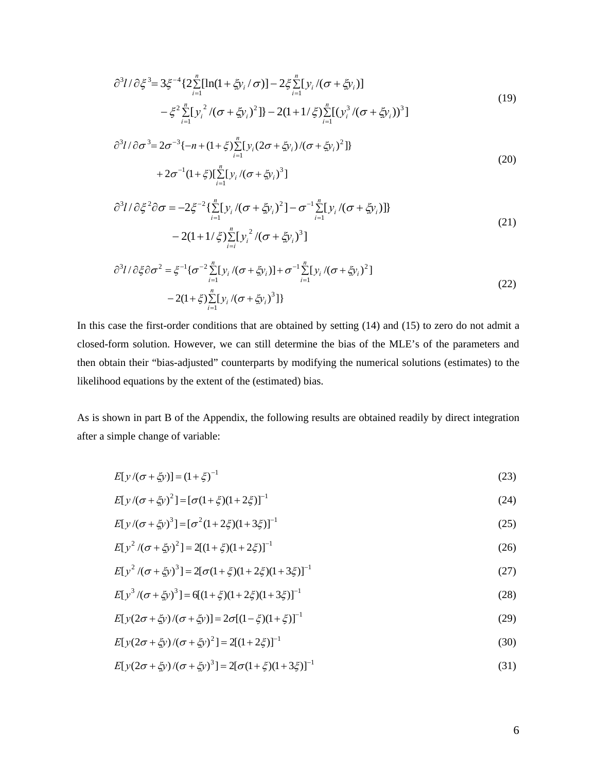$$\partial^3 l / \partial \xi^3 = 3\xi^{-4}\{2\sum_{i=1}^{n}[\ln(1+\xi y_i/\sigma)] - 2\xi\sum_{i=1}^{n}[y_i/(\sigma+\xi y_i)] \\ - \xi^2\sum_{i=1}^{n}[y_i^{\,2}/(\sigma+\xi y_i)^2]\} - 2(1+1/\xi)\sum_{i=1}^{n}[(y_i^3/(\sigma+\xi y_i))^3] \tag{19}$$

$$\partial^3 l / \partial \sigma^3 = 2\sigma^{-3}\{-n + (1+\xi)\sum_{i=1}^{n}[y_i(2\sigma+\xi y_i)/(\sigma+\xi y_i)^2]\} \\ + 2\sigma^{-1}(1+\xi)[\sum_{i=1}^{n}[y_i/(\sigma+\xi y_i)^3] \tag{20}$$

$$\partial^3 l / \partial \xi^2 \partial \sigma = -2\xi^{-2}\{\sum_{i=1}^{n}[y_i/(\sigma+\xi y_i)^2] - \sigma^{-1}\sum_{i=1}^{n}[y_i/(\sigma+\xi y_i)]\} \\ - 2(1+1/\xi)\sum_{i=i}^{n}[y_i^{\,2}/(\sigma+\xi y_i)^3] \tag{21}$$

$$\partial^3 l / \partial \xi \partial \sigma^2 = \xi^{-1}\{\sigma^{-2}\sum_{i=1}^{n}[y_i/(\sigma+\xi y_i)] + \sigma^{-1}\sum_{i=1}^{n}[y_i/(\sigma+\xi y_i)^2] \\ - 2(1+\xi)\sum_{i=1}^{n}[y_i/(\sigma+\xi y_i)^3]\} \tag{22}$$

In this case the first-order conditions that are obtained by setting (14) and (15) to zero do not admit a closed-form solution. However, we can still determine the bias of the MLE's of the parameters and then obtain their "bias-adjusted" counterparts by modifying the numerical solutions (estimates) to the likelihood equations by the extent of the (estimated) bias.

As is shown in part B of the Appendix, the following results are obtained readily by direct integration after a simple change of variable:

$$E[y/(\sigma+\xi y)] = (1+\xi)^{-1} \tag{23}$$

$$E[y/(\sigma+\xi y)^2] = [\sigma(1+\xi)(1+2\xi)]^{-1} \tag{24}$$

$$E[y/(\sigma+\xi y)^3] = [\sigma^2(1+2\xi)(1+3\xi)]^{-1} \tag{25}$$

$$E[y^2/(\sigma+\xi y)^2] = 2[(1+\xi)(1+2\xi)]^{-1} \tag{26}$$

$$E[y^2/(\sigma+\xi y)^3] = 2[\sigma(1+\xi)(1+2\xi)(1+3\xi)]^{-1} \tag{27}$$

$$E[y^3/(\sigma+\xi y)^3] = 6[(1+\xi)(1+2\xi)(1+3\xi)]^{-1} \tag{28}$$

$$E[y(2\sigma+\xi y)/(\sigma+\xi y)] = 2\sigma[(1-\xi)(1+\xi)]^{-1} \tag{29}$$

$$E[y(2\sigma+\xi y)/(\sigma+\xi y)^2] = 2[(1+2\xi)]^{-1} \tag{30}$$

$$E[y(2\sigma+\xi y)/(\sigma+\xi y)^3] = 2[\sigma(1+\xi)(1+3\xi)]^{-1} \tag{31}$$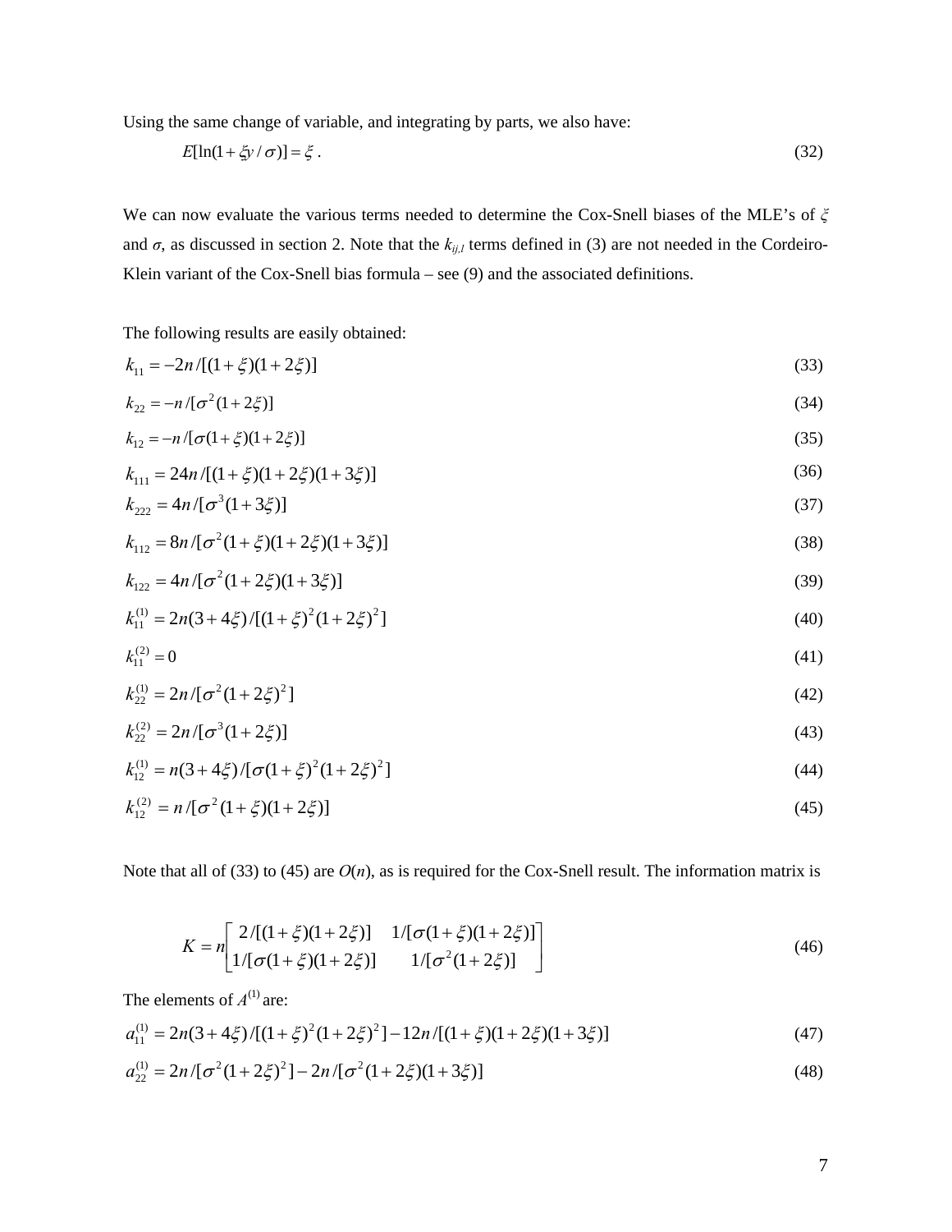Using the same change of variable, and integrating by parts, we also have:

$$E[\ln(1+\xi y/\sigma)] = \xi \ . \tag{32}$$

We can now evaluate the various terms needed to determine the Cox-Snell biases of the MLE's of $\xi$ and $\sigma$, as discussed in section 2. Note that the $k_{ij,l}$ terms defined in (3) are not needed in the Cordeiro-Klein variant of the Cox-Snell bias formula – see (9) and the associated definitions.

The following results are easily obtained:

$$k_{11} = -2n/[(1+\xi)(1+2\xi)] \tag{33}$$

$$k_{22} = -n/[\sigma^2(1+2\xi)] \tag{34}$$

$$k_{12} = -n/[\sigma(1+\xi)(1+2\xi)] \tag{35}$$

$$k_{111} = 24n/[(1+\xi)(1+2\xi)(1+3\xi)] \tag{36}$$

$$k_{222} = 4n/[\sigma^3(1+3\xi)] \tag{37}$$

$$k_{112} = 8n/[\sigma^2(1+\xi)(1+2\xi)(1+3\xi)] \tag{38}$$

$$k_{122} = 4n/[\sigma^2(1+2\xi)(1+3\xi)] \tag{39}$$

$$k_{11}^{(1)} = 2n(3+4\xi)/[(1+\xi)^2(1+2\xi)^2] \tag{40}$$

$$k_{11}^{(2)} = 0 \tag{41}$$

$$k_{22}^{(1)} = 2n/[\sigma^2(1+2\xi)^2] \tag{42}$$

$$k_{22}^{(2)} = 2n/[\sigma^3(1+2\xi)] \tag{43}$$

$$k_{12}^{(1)} = n(3+4\xi)/[\sigma(1+\xi)^2(1+2\xi)^2] \tag{44}$$

$$k_{12}^{(2)} = n/[\sigma^2(1+\xi)(1+2\xi)] \tag{45}$$

Note that all of (33) to (45) are $O(n)$, as is required for the Cox-Snell result. The information matrix is

$$K = n\begin{bmatrix} 2/[(1+\xi)(1+2\xi)] & 1/[\sigma(1+\xi)(1+2\xi)] \\ 1/[\sigma(1+\xi)(1+2\xi)] & 1/[\sigma^2(1+2\xi)] \end{bmatrix} \tag{46}$$

The elements of $A^{(1)}$ are:

$$a_{11}^{(1)} = 2n(3+4\xi)/[(1+\xi)^2(1+2\xi)^2] - 12n/[(1+\xi)(1+2\xi)(1+3\xi)] \tag{47}$$

$$a_{22}^{(1)} = 2n/[\sigma^2(1+2\xi)^2] - 2n/[\sigma^2(1+2\xi)(1+3\xi)] \tag{48}$$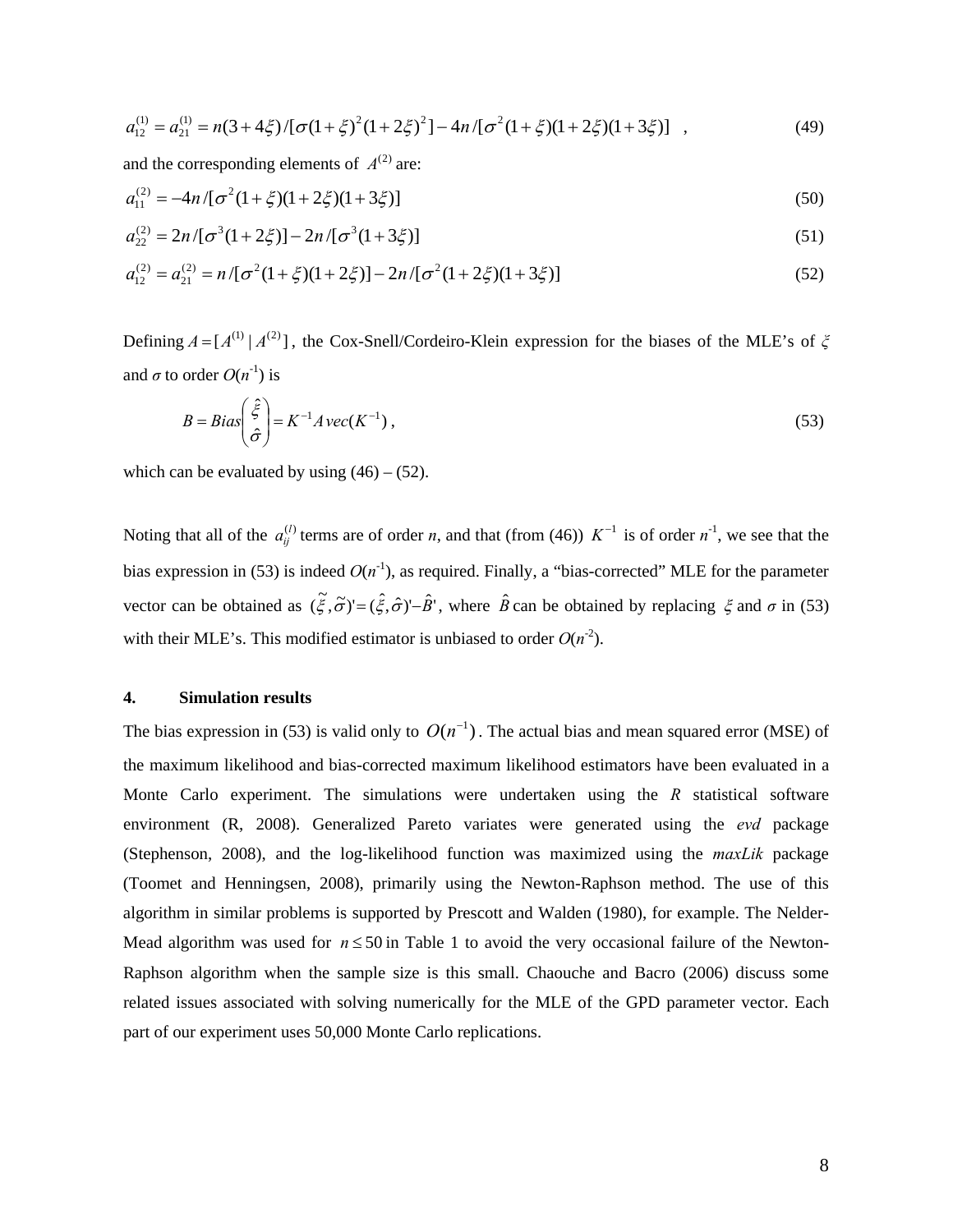$$a_{12}^{(1)} = a_{21}^{(1)} = n(3+4\xi)/[\sigma(1+\xi)^2(1+2\xi)^2] - 4n/[\sigma^2(1+\xi)(1+2\xi)(1+3\xi)] \quad , \tag{49}$$

and the corresponding elements of $A^{(2)}$ are:

$$a_{11}^{(2)} = -4n/[\sigma^2(1+\xi)(1+2\xi)(1+3\xi)] \tag{50}$$

$$a_{22}^{(2)} = 2n/[\sigma^3(1+2\xi)] - 2n/[\sigma^3(1+3\xi)] \tag{51}$$

$$a_{12}^{(2)} = a_{21}^{(2)} = n/[\sigma^2(1+\xi)(1+2\xi)] - 2n/[\sigma^2(1+2\xi)(1+3\xi)] \tag{52}$$

Defining $A = [A^{(1)} \mid A^{(2)}]$, the Cox-Snell/Cordeiro-Klein expression for the biases of the MLE's of $\xi$ and $\sigma$ to order $O(n^{-1})$ is

$$B = Bias\begin{pmatrix} \hat{\xi} \\ \hat{\sigma} \end{pmatrix} = K^{-1} A \, vec(K^{-1}) \,, \tag{53}$$

which can be evaluated by using (46) – (52).

Noting that all of the $a_{ij}^{(l)}$ terms are of order *n*, and that (from (46)) $K^{-1}$ is of order $n^{-1}$, we see that the bias expression in (53) is indeed $O(n^{-1})$, as required. Finally, a "bias-corrected" MLE for the parameter vector can be obtained as $(\tilde{\xi}, \tilde{\sigma})' = (\hat{\xi}, \hat{\sigma})' - \hat{B}'$, where $\hat{B}$ can be obtained by replacing $\xi$ and $\sigma$ in (53) with their MLE's. This modified estimator is unbiased to order $O(n^{-2})$.

## 4. Simulation results

The bias expression in (53) is valid only to $O(n^{-1})$. The actual bias and mean squared error (MSE) of the maximum likelihood and bias-corrected maximum likelihood estimators have been evaluated in a Monte Carlo experiment. The simulations were undertaken using the *R* statistical software environment (R, 2008). Generalized Pareto variates were generated using the *evd* package (Stephenson, 2008), and the log-likelihood function was maximized using the *maxLik* package (Toomet and Henningsen, 2008), primarily using the Newton-Raphson method. The use of this algorithm in similar problems is supported by Prescott and Walden (1980), for example. The Nelder-Mead algorithm was used for $n \le 50$ in Table 1 to avoid the very occasional failure of the Newton-Raphson algorithm when the sample size is this small. Chaouche and Bacro (2006) discuss some related issues associated with solving numerically for the MLE of the GPD parameter vector. Each part of our experiment uses 50,000 Monte Carlo replications.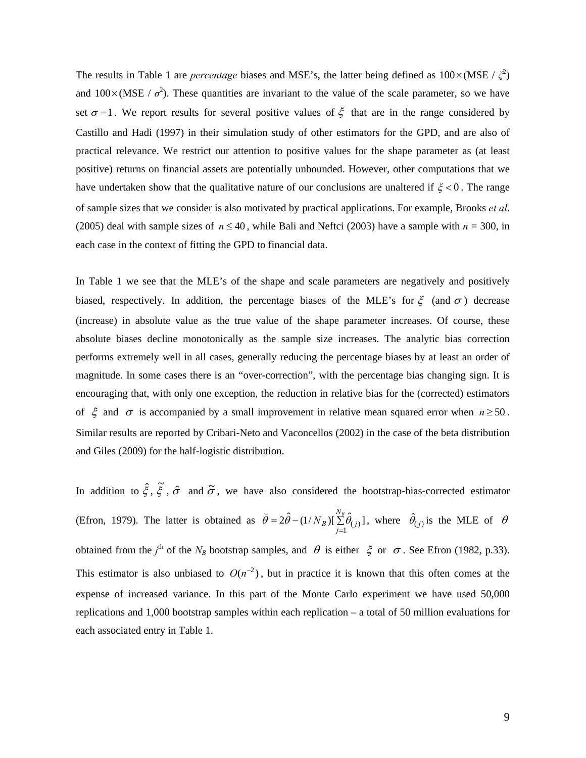The results in Table 1 are *percentage* biases and MSE's, the latter being defined as $100\times$(MSE / $\xi^2$) and $100\times$(MSE / $\sigma^2$). These quantities are invariant to the value of the scale parameter, so we have set $\sigma = 1$. We report results for several positive values of $\xi$ that are in the range considered by Castillo and Hadi (1997) in their simulation study of other estimators for the GPD, and are also of practical relevance. We restrict our attention to positive values for the shape parameter as (at least positive) returns on financial assets are potentially unbounded. However, other computations that we have undertaken show that the qualitative nature of our conclusions are unaltered if $\xi < 0$. The range of sample sizes that we consider is also motivated by practical applications. For example, Brooks *et al*. (2005) deal with sample sizes of $n \le 40$, while Bali and Neftci (2003) have a sample with $n$ = 300, in each case in the context of fitting the GPD to financial data.

In Table 1 we see that the MLE's of the shape and scale parameters are negatively and positively biased, respectively. In addition, the percentage biases of the MLE's for $\xi$ (and $\sigma$) decrease (increase) in absolute value as the true value of the shape parameter increases. Of course, these absolute biases decline monotonically as the sample size increases. The analytic bias correction performs extremely well in all cases, generally reducing the percentage biases by at least an order of magnitude. In some cases there is an "over-correction", with the percentage bias changing sign. It is encouraging that, with only one exception, the reduction in relative bias for the (corrected) estimators of $\xi$ and $\sigma$ is accompanied by a small improvement in relative mean squared error when $n \ge 50$. Similar results are reported by Cribari-Neto and Vaconcellos (2002) in the case of the beta distribution and Giles (2009) for the half-logistic distribution.

In addition to $\hat{\xi}$, $\tilde{\xi}$, $\hat{\sigma}$ and $\tilde{\sigma}$, we have also considered the bootstrap-bias-corrected estimator (Efron, 1979). The latter is obtained as $\breve{\theta} = 2\hat{\theta} - (1/N_B)[\sum_{j=1}^{N_B}\hat{\theta}_{(j)}]$, where $\hat{\theta}_{(j)}$ is the MLE of $\theta$ obtained from the $j^{\text{th}}$ of the $N_B$ bootstrap samples, and $\theta$ is either $\xi$ or $\sigma$. See Efron (1982, p.33). This estimator is also unbiased to $O(n^{-2})$, but in practice it is known that this often comes at the expense of increased variance. In this part of the Monte Carlo experiment we have used 50,000 replications and 1,000 bootstrap samples within each replication – a total of 50 million evaluations for each associated entry in Table 1.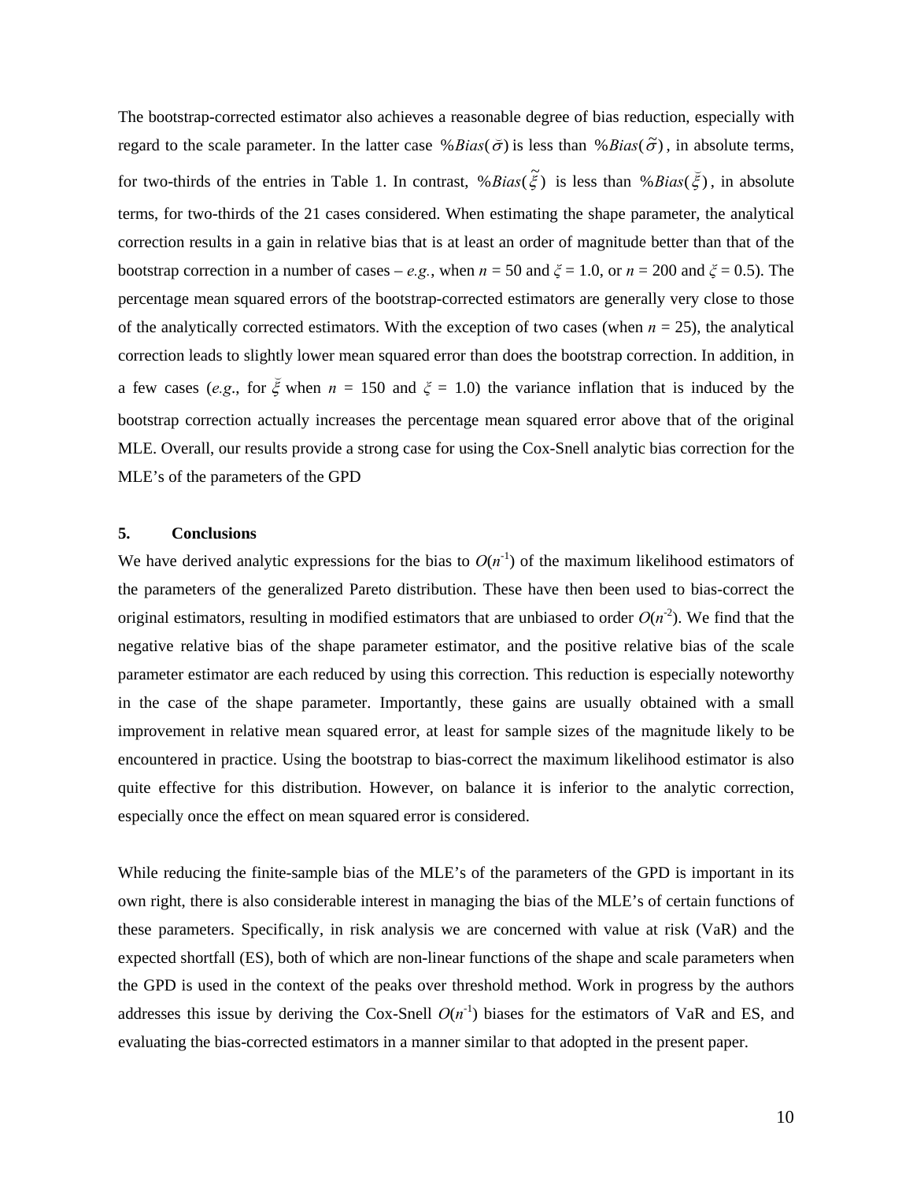The bootstrap-corrected estimator also achieves a reasonable degree of bias reduction, especially with regard to the scale parameter. In the latter case $\%Bias(\breve{\sigma})$ is less than $\%Bias(\tilde{\sigma})$, in absolute terms, for two-thirds of the entries in Table 1. In contrast, $\%Bias(\tilde{\xi})$ is less than $\%Bias(\breve{\xi})$, in absolute terms, for two-thirds of the 21 cases considered. When estimating the shape parameter, the analytical correction results in a gain in relative bias that is at least an order of magnitude better than that of the bootstrap correction in a number of cases – *e.g.*, when $n$ = 50 and $\xi$ = 1.0, or $n$ = 200 and $\xi$ = 0.5). The percentage mean squared errors of the bootstrap-corrected estimators are generally very close to those of the analytically corrected estimators. With the exception of two cases (when $n$ = 25), the analytical correction leads to slightly lower mean squared error than does the bootstrap correction. In addition, in a few cases (*e.g*., for $\breve{\xi}$ when $n$ = 150 and $\xi$ = 1.0) the variance inflation that is induced by the bootstrap correction actually increases the percentage mean squared error above that of the original MLE. Overall, our results provide a strong case for using the Cox-Snell analytic bias correction for the MLE's of the parameters of the GPD

## 5. Conclusions

We have derived analytic expressions for the bias to $O(n^{-1})$ of the maximum likelihood estimators of the parameters of the generalized Pareto distribution. These have then been used to bias-correct the original estimators, resulting in modified estimators that are unbiased to order $O(n^{-2})$. We find that the negative relative bias of the shape parameter estimator, and the positive relative bias of the scale parameter estimator are each reduced by using this correction. This reduction is especially noteworthy in the case of the shape parameter. Importantly, these gains are usually obtained with a small improvement in relative mean squared error, at least for sample sizes of the magnitude likely to be encountered in practice. Using the bootstrap to bias-correct the maximum likelihood estimator is also quite effective for this distribution. However, on balance it is inferior to the analytic correction, especially once the effect on mean squared error is considered.

While reducing the finite-sample bias of the MLE's of the parameters of the GPD is important in its own right, there is also considerable interest in managing the bias of the MLE's of certain functions of these parameters. Specifically, in risk analysis we are concerned with value at risk (VaR) and the expected shortfall (ES), both of which are non-linear functions of the shape and scale parameters when the GPD is used in the context of the peaks over threshold method. Work in progress by the authors addresses this issue by deriving the Cox-Snell $O(n^{-1})$ biases for the estimators of VaR and ES, and evaluating the bias-corrected estimators in a manner similar to that adopted in the present paper.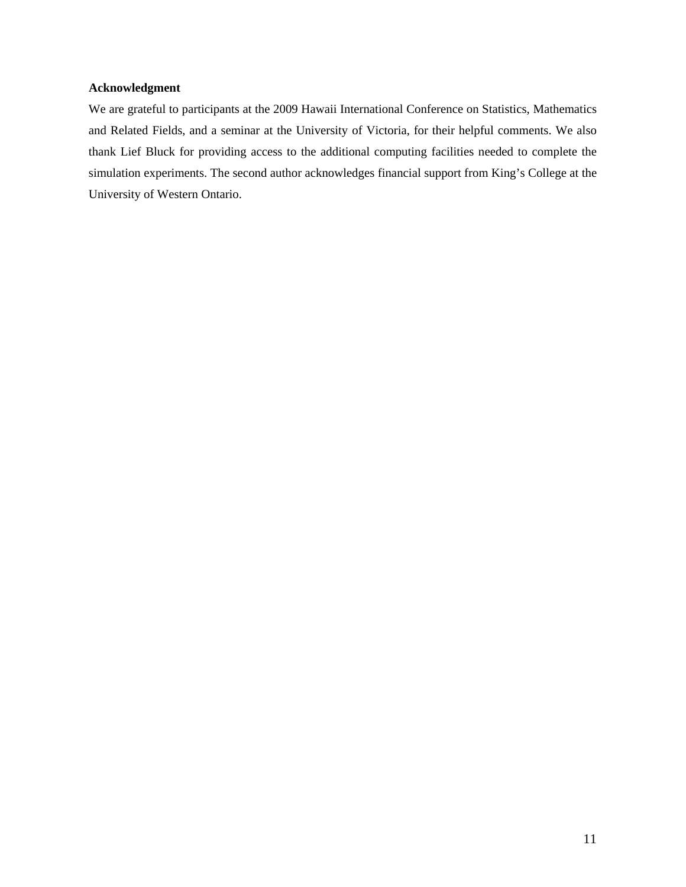**Acknowledgment**

We are grateful to participants at the 2009 Hawaii International Conference on Statistics, Mathematics and Related Fields, and a seminar at the University of Victoria, for their helpful comments. We also thank Lief Bluck for providing access to the additional computing facilities needed to complete the simulation experiments. The second author acknowledges financial support from King's College at the University of Western Ontario.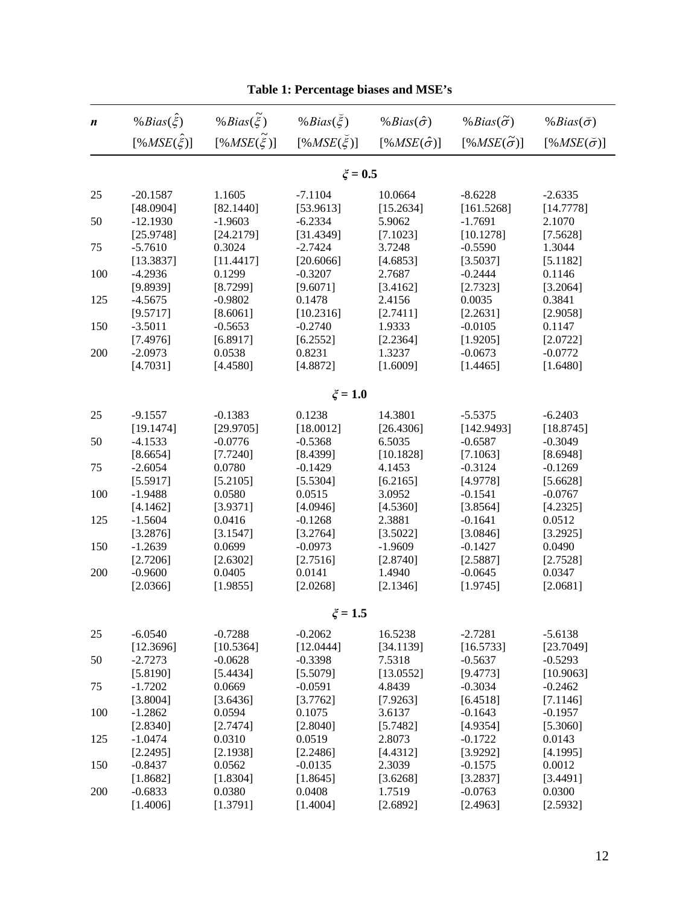**Table 1: Percentage biases and MSE's**

| $n$ | $\%Bias(\hat{\xi})$ [$\%MSE(\hat{\xi})$] | $\%Bias(\tilde{\xi})$ [$\%MSE(\tilde{\xi})$] | $\%Bias(\breve{\xi})$ [$\%MSE(\breve{\xi})$] | $\%Bias(\hat{\sigma})$ [$\%MSE(\hat{\sigma})$] | $\%Bias(\tilde{\sigma})$ [$\%MSE(\tilde{\sigma})$] | $\%Bias(\breve{\sigma})$ [$\%MSE(\breve{\sigma})$] |
|---|---|---|---|---|---|---|
| | | | $\xi$ = **0.5** | | | |
| 25 | -20.1587 [48.0904] | 1.1605 [82.1440] | -7.1104 [53.9613] | 10.0664 [15.2634] | -8.6228 [161.5268] | -2.6335 [14.7778] |
| 50 | -12.1930 [25.9748] | -1.9603 [24.2179] | -6.2334 [31.4349] | 5.9062 [7.1023] | -1.7691 [10.1278] | 2.1070 [7.5628] |
| 75 | -5.7610 [13.3837] | 0.3024 [11.4417] | -2.7424 [20.6066] | 3.7248 [4.6853] | -0.5590 [3.5037] | 1.3044 [5.1182] |
| 100 | -4.2936 [9.8939] | 0.1299 [8.7299] | -0.3207 [9.6071] | 2.7687 [3.4162] | -0.2444 [2.7323] | 0.1146 [3.2064] |
| 125 | -4.5675 [9.5717] | -0.9802 [8.6061] | 0.1478 [10.2316] | 2.4156 [2.7411] | 0.0035 [2.2631] | 0.3841 [2.9058] |
| 150 | -3.5011 [7.4976] | -0.5653 [6.8917] | -0.2740 [6.2552] | 1.9333 [2.2364] | -0.0105 [1.9205] | 0.1147 [2.0722] |
| 200 | -2.0973 [4.7031] | 0.0538 [4.4580] | 0.8231 [4.8872] | 1.3237 [1.6009] | -0.0673 [1.4465] | -0.0772 [1.6480] |
| | | | $\xi$ = **1.0** | | | |
| 25 | -9.1557 [19.1474] | -0.1383 [29.9705] | 0.1238 [18.0012] | 14.3801 [26.4306] | -5.5375 [142.9493] | -6.2403 [18.8745] |
| 50 | -4.1533 [8.6654] | -0.0776 [7.7240] | -0.5368 [8.4399] | 6.5035 [10.1828] | -0.6587 [7.1063] | -0.3049 [8.6948] |
| 75 | -2.6054 [5.5917] | 0.0780 [5.2105] | -0.1429 [5.5304] | 4.1453 [6.2165] | -0.3124 [4.9778] | -0.1269 [5.6628] |
| 100 | -1.9488 [4.1462] | 0.0580 [3.9371] | 0.0515 [4.0946] | 3.0952 [4.5360] | -0.1541 [3.8564] | -0.0767 [4.2325] |
| 125 | -1.5604 [3.2876] | 0.0416 [3.1547] | -0.1268 [3.2764] | 2.3881 [3.5022] | -0.1641 [3.0846] | 0.0512 [3.2925] |
| 150 | -1.2639 [2.7206] | 0.0699 [2.6302] | -0.0973 [2.7516] | -1.9609 [2.8740] | -0.1427 [2.5887] | 0.0490 [2.7528] |
| 200 | -0.9600 [2.0366] | 0.0405 [1.9855] | 0.0141 [2.0268] | 1.4940 [2.1346] | -0.0645 [1.9745] | 0.0347 [2.0681] |
| | | | $\xi$ = **1.5** | | | |
| 25 | -6.0540 [12.3696] | -0.7288 [10.5364] | -0.2062 [12.0444] | 16.5238 [34.1139] | -2.7281 [16.5733] | -5.6138 [23.7049] |
| 50 | -2.7273 [5.8190] | -0.0628 [5.4434] | -0.3398 [5.5079] | 7.5318 [13.0552] | -0.5637 [9.4773] | -0.5293 [10.9063] |
| 75 | -1.7202 [3.8004] | 0.0669 [3.6436] | -0.0591 [3.7762] | 4.8439 [7.9263] | -0.3034 [6.4518] | -0.2462 [7.1146] |
| 100 | -1.2862 [2.8340] | 0.0594 [2.7474] | 0.1075 [2.8040] | 3.6137 [5.7482] | -0.1643 [4.9354] | -0.1957 [5.3060] |
| 125 | -1.0474 [2.2495] | 0.0310 [2.1938] | 0.0519 [2.2486] | 2.8073 [4.4312] | -0.1722 [3.9292] | 0.0143 [4.1995] |
| 150 | -0.8437 [1.8682] | 0.0562 [1.8304] | -0.0135 [1.8645] | 2.3039 [3.6268] | -0.1575 [3.2837] | 0.0012 [3.4491] |
| 200 | -0.6833 [1.4006] | 0.0380 [1.3791] | 0.0408 [1.4004] | 1.7519 [2.6892] | -0.0763 [2.4963] | 0.0300 [2.5932] |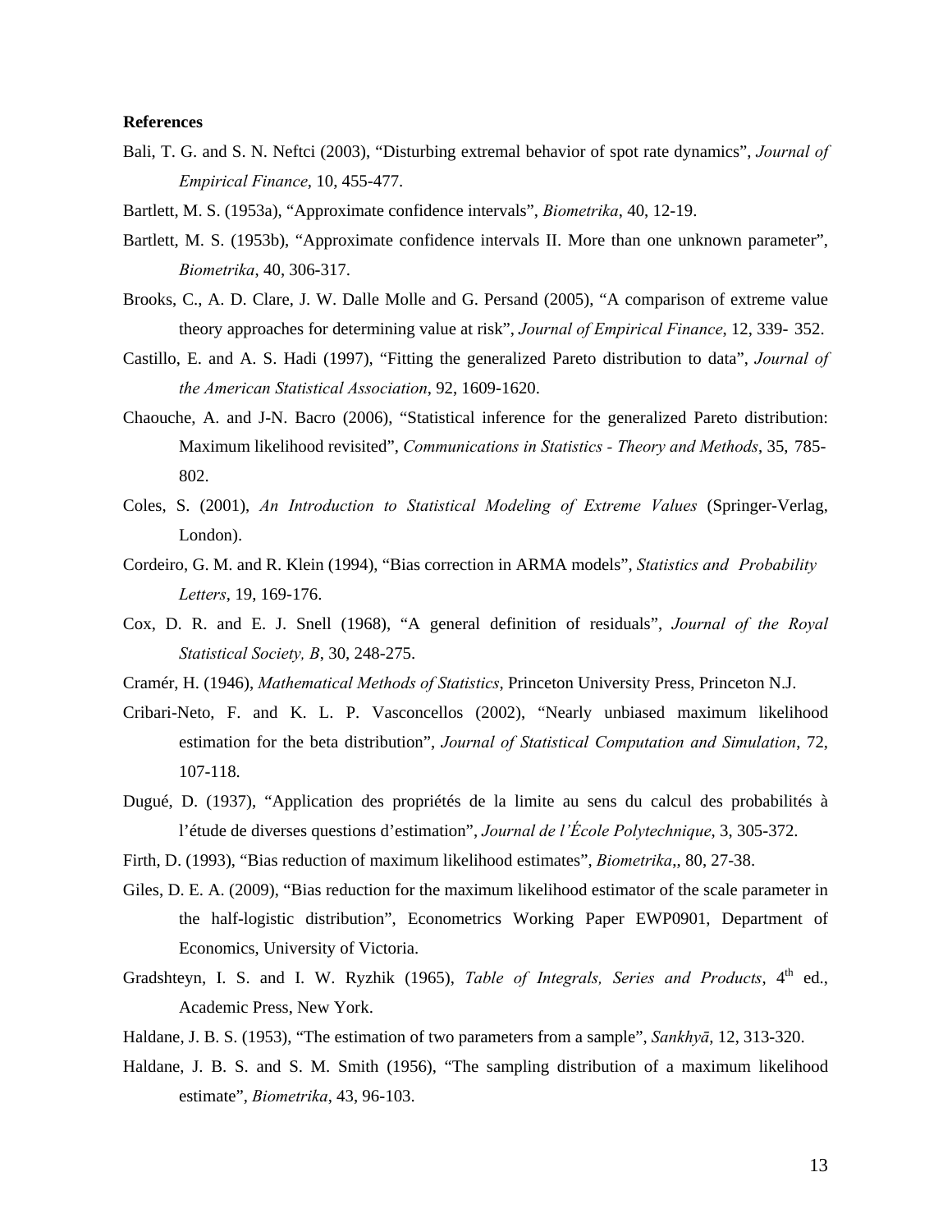**References**

Bali, T. G. and S. N. Neftci (2003), "Disturbing extremal behavior of spot rate dynamics", *Journal of Empirical Finance*, 10, 455-477.

Bartlett, M. S. (1953a), "Approximate confidence intervals", *Biometrika*, 40, 12-19.

Bartlett, M. S. (1953b), "Approximate confidence intervals II. More than one unknown parameter", *Biometrika*, 40, 306-317.

Brooks, C., A. D. Clare, J. W. Dalle Molle and G. Persand (2005), "A comparison of extreme value theory approaches for determining value at risk", *Journal of Empirical Finance*, 12, 339- 352.

Castillo, E. and A. S. Hadi (1997), "Fitting the generalized Pareto distribution to data", *Journal of the American Statistical Association*, 92, 1609-1620.

Chaouche, A. and J-N. Bacro (2006), "Statistical inference for the generalized Pareto distribution: Maximum likelihood revisited", *Communications in Statistics - Theory and Methods*, 35, 785-802.

Coles, S. (2001), *An Introduction to Statistical Modeling of Extreme Values* (Springer-Verlag, London).

Cordeiro, G. M. and R. Klein (1994), "Bias correction in ARMA models", *Statistics and Probability Letters*, 19, 169-176.

Cox, D. R. and E. J. Snell (1968), "A general definition of residuals", *Journal of the Royal Statistical Society, B*, 30, 248-275.

Cramér, H. (1946), *Mathematical Methods of Statistics*, Princeton University Press, Princeton N.J.

Cribari-Neto, F. and K. L. P. Vasconcellos (2002), "Nearly unbiased maximum likelihood estimation for the beta distribution", *Journal of Statistical Computation and Simulation*, 72, 107-118.

Dugué, D. (1937), "Application des propriétés de la limite au sens du calcul des probabilités à l'étude de diverses questions d'estimation", *Journal de l'École Polytechnique*, 3, 305-372.

Firth, D. (1993), "Bias reduction of maximum likelihood estimates", *Biometrika*,, 80, 27-38.

Giles, D. E. A. (2009), "Bias reduction for the maximum likelihood estimator of the scale parameter in the half-logistic distribution", Econometrics Working Paper EWP0901, Department of Economics, University of Victoria.

Gradshteyn, I. S. and I. W. Ryzhik (1965), *Table of Integrals, Series and Products*, 4th ed., Academic Press, New York.

Haldane, J. B. S. (1953), "The estimation of two parameters from a sample", *Sankhyā*, 12, 313-320.

Haldane, J. B. S. and S. M. Smith (1956), "The sampling distribution of a maximum likelihood estimate", *Biometrika*, 43, 96-103.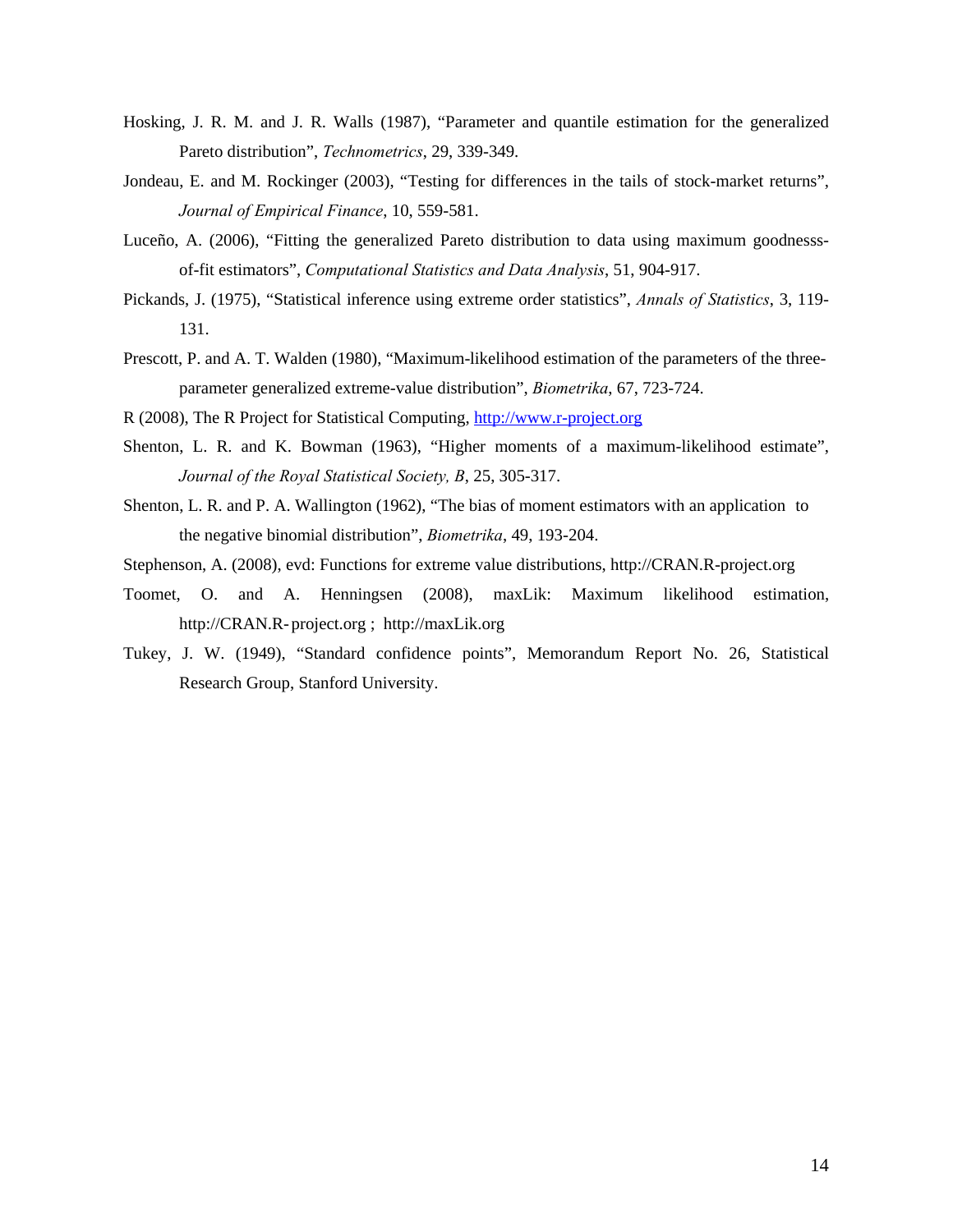Hosking, J. R. M. and J. R. Walls (1987), "Parameter and quantile estimation for the generalized Pareto distribution", *Technometrics*, 29, 339-349.

Jondeau, E. and M. Rockinger (2003), "Testing for differences in the tails of stock-market returns", *Journal of Empirical Finance*, 10, 559-581.

Luceño, A. (2006), "Fitting the generalized Pareto distribution to data using maximum goodnesss-of-fit estimators", *Computational Statistics and Data Analysis*, 51, 904-917.

Pickands, J. (1975), "Statistical inference using extreme order statistics", *Annals of Statistics*, 3, 119-131.

Prescott, P. and A. T. Walden (1980), "Maximum-likelihood estimation of the parameters of the three-parameter generalized extreme-value distribution", *Biometrika*, 67, 723-724.

R (2008), The R Project for Statistical Computing, http://www.r-project.org

Shenton, L. R. and K. Bowman (1963), "Higher moments of a maximum-likelihood estimate", *Journal of the Royal Statistical Society, B*, 25, 305-317.

Shenton, L. R. and P. A. Wallington (1962), "The bias of moment estimators with an application to the negative binomial distribution", *Biometrika*, 49, 193-204.

Stephenson, A. (2008), evd: Functions for extreme value distributions, http://CRAN.R-project.org

Toomet, O. and A. Henningsen (2008), maxLik: Maximum likelihood estimation, http://CRAN.R-project.org ; http://maxLik.org

Tukey, J. W. (1949), "Standard confidence points", Memorandum Report No. 26, Statistical Research Group, Stanford University.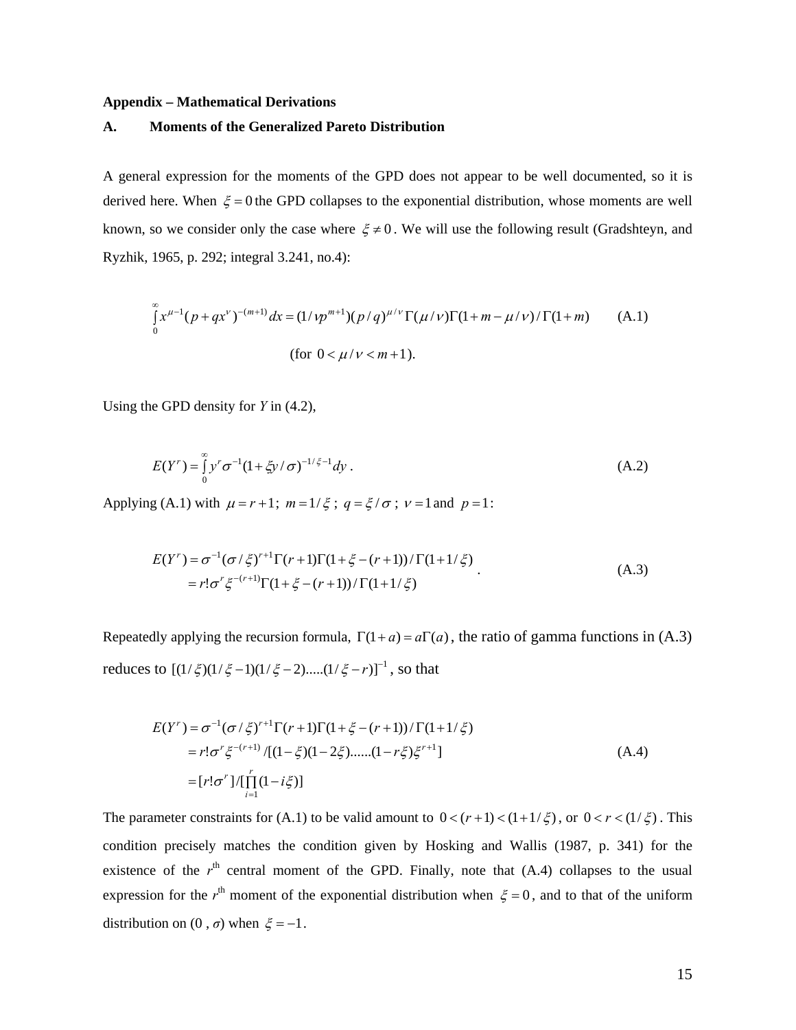# Appendix – Mathematical Derivations

## A. Moments of the Generalized Pareto Distribution

A general expression for the moments of the GPD does not appear to be well documented, so it is derived here. When $\xi = 0$ the GPD collapses to the exponential distribution, whose moments are well known, so we consider only the case where $\xi \neq 0$. We will use the following result (Gradshteyn, and Ryzhik, 1965, p. 292; integral 3.241, no.4):

$$\int_0^\infty x^{\mu-1}(p+qx^\nu)^{-(m+1)}\,dx = (1/\nu p^{m+1})(p/q)^{\mu/\nu}\,\Gamma(\mu/\nu)\Gamma(1+m-\mu/\nu)/\Gamma(1+m) \qquad \text{(A.1)}$$

$$\text{(for } 0 < \mu/\nu < m+1\text{).}$$

Using the GPD density for *Y* in (4.2),

$$E(Y^r) = \int_0^\infty y^r \sigma^{-1}(1+\xi y/\sigma)^{-1/\xi-1}\,dy\,. \qquad \text{(A.2)}$$

Applying (A.1) with $\mu = r+1$; $m = 1/\xi$ ; $q = \xi/\sigma$ ; $\nu = 1$ and $p = 1$:

$$\begin{aligned} E(Y^r) &= \sigma^{-1}(\sigma/\xi)^{r+1}\Gamma(r+1)\Gamma(1+\xi-(r+1))/\Gamma(1+1/\xi) \\ &= r!\sigma^r\xi^{-(r+1)}\Gamma(1+\xi-(r+1))/\Gamma(1+1/\xi) \end{aligned}\,. \qquad \text{(A.3)}$$

Repeatedly applying the recursion formula, $\Gamma(1+a) = a\Gamma(a)$, the ratio of gamma functions in (A.3) reduces to $[(1/\xi)(1/\xi-1)(1/\xi-2).....(1/\xi-r)]^{-1}$, so that

$$\begin{aligned} E(Y^r) &= \sigma^{-1}(\sigma/\xi)^{r+1}\Gamma(r+1)\Gamma(1+\xi-(r+1))/\Gamma(1+1/\xi) \\ &= r!\sigma^r\xi^{-(r+1)}/[(1-\xi)(1-2\xi)......(1-r\xi)\xi^{r+1}] \\ &= [r!\sigma^r]/[\prod_{i=1}^{r}(1-i\xi)] \end{aligned} \qquad \text{(A.4)}$$

The parameter constraints for (A.1) to be valid amount to $0 < (r+1) < (1+1/\xi)$, or $0 < r < (1/\xi)$. This condition precisely matches the condition given by Hosking and Wallis (1987, p. 341) for the existence of the $r^{\text{th}}$ central moment of the GPD. Finally, note that (A.4) collapses to the usual expression for the $r^{\text{th}}$ moment of the exponential distribution when $\xi = 0$, and to that of the uniform distribution on (0 , *σ*) when $\xi = -1$.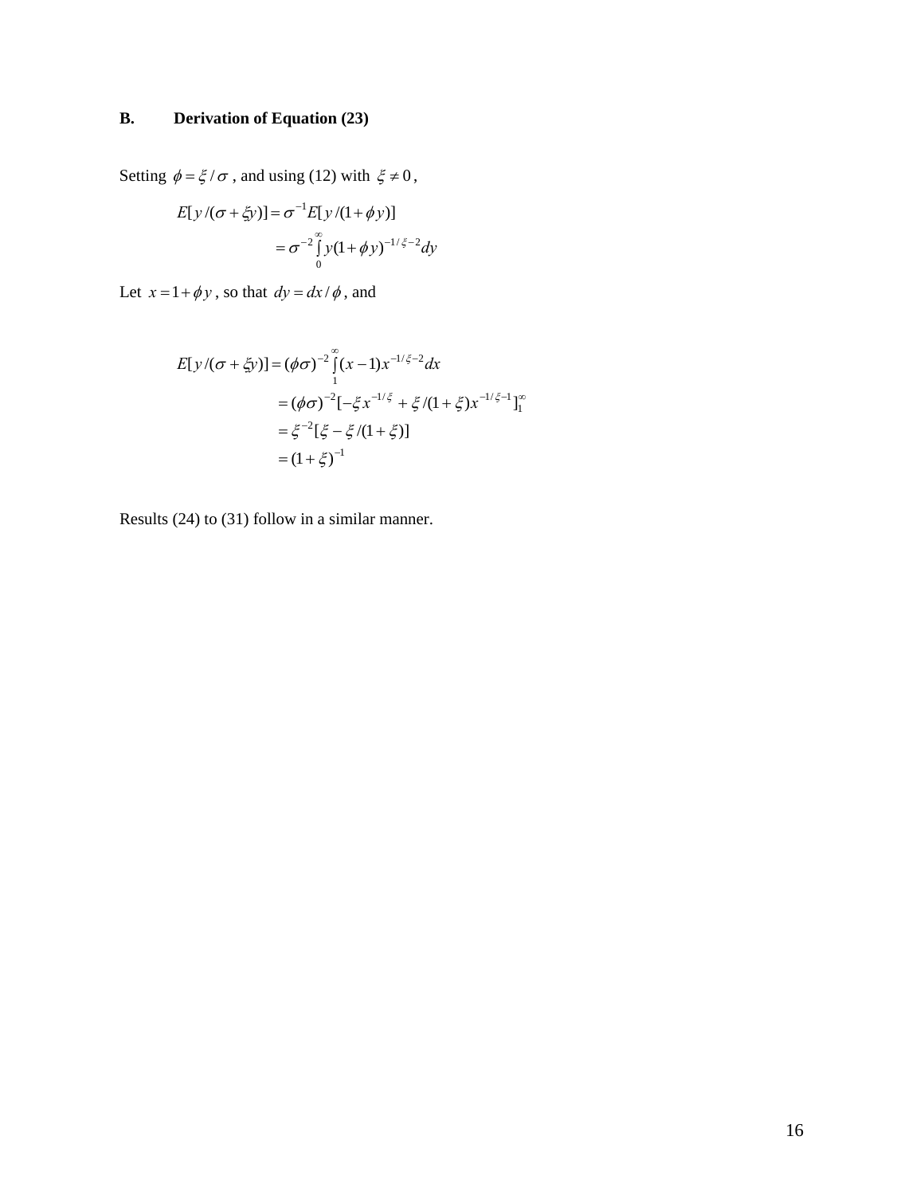## B. Derivation of Equation (23)

Setting $\phi = \xi / \sigma$ , and using (12) with $\xi \neq 0$ ,

$$
\begin{aligned}
E[y/(\sigma + \xi y)] &= \sigma^{-1} E[y/(1+\phi y)] \\
&= \sigma^{-2} \int_0^\infty y(1+\phi y)^{-1/\xi - 2} dy
\end{aligned}
$$

Let $x = 1 + \phi y$ , so that $dy = dx / \phi$ , and

$$
\begin{aligned}
E[y/(\sigma + \xi y)] &= (\phi\sigma)^{-2} \int_1^\infty (x-1) x^{-1/\xi - 2} dx \\
&= (\phi\sigma)^{-2} [-\xi x^{-1/\xi} + \xi/(1+\xi) x^{-1/\xi - 1}]_1^\infty \\
&= \xi^{-2} [\xi - \xi/(1+\xi)] \\
&= (1+\xi)^{-1}
\end{aligned}
$$

Results (24) to (31) follow in a similar manner.